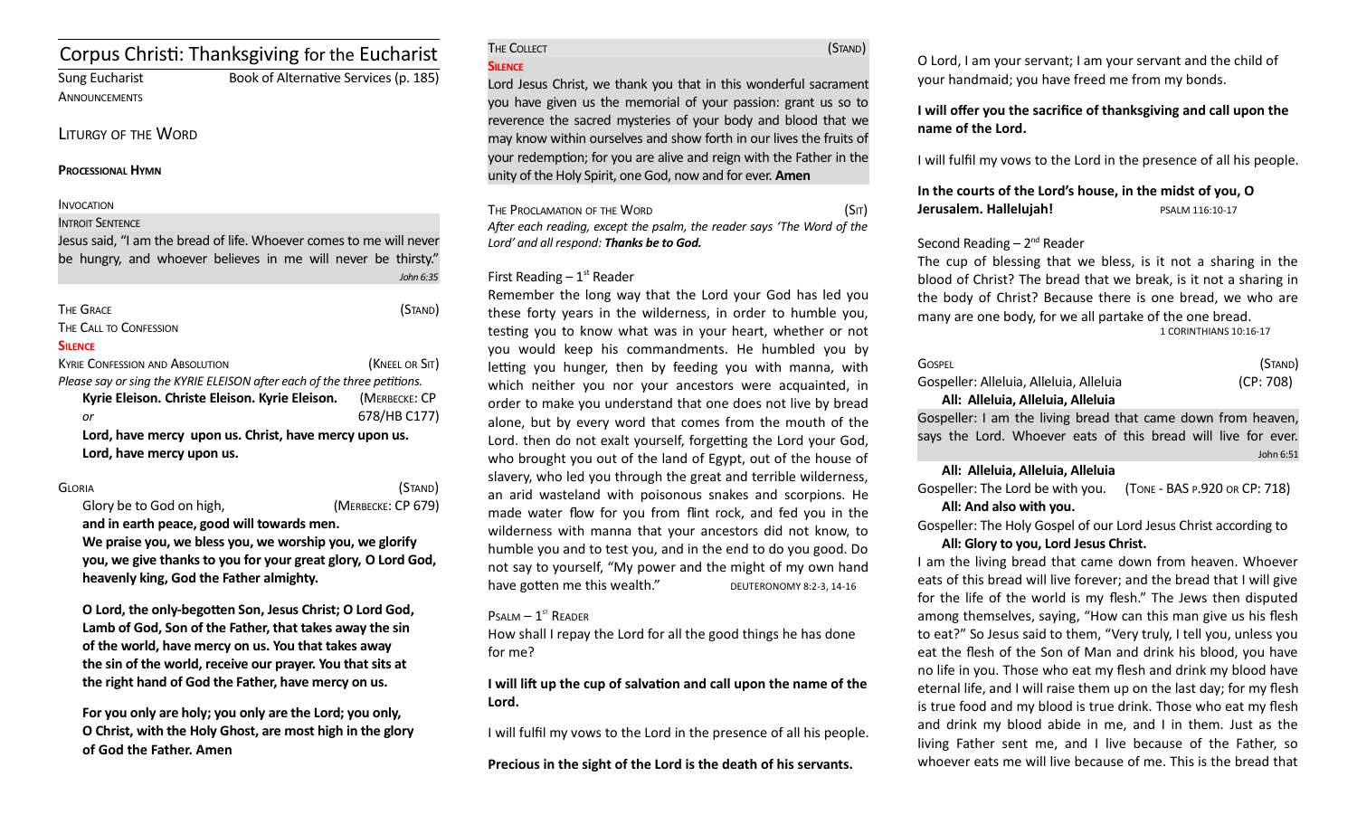# Corpus Christi: Thanksgiving for the Eucharist

Sung Eucharist — Book of Alternative Services (p. 185)

ANNOUNCEMENTS

## LITURGY OF THE WORD

**PROCESSIONAL HYMN**

INVOCATION

INTROIT SENTENCE

Jesus said, "I am the bread of life. Whoever comes to me will never be hungry, and whoever believes in me will never be thirsty." *John 6:35*

THE GRACE (STAND)

THE CALL TO CONFESSION

**SILENCE**

KYRIE CONFESSION AND ABSOLUTION (KNEEL OR SIT)

*Please say or sing the KYRIE ELEISON after each of the three petitions.*

**Kyrie Eleison. Christe Eleison. Kyrie Eleison.** (MERBECKE: CP 678/HB C177)

*or*

**Lord, have mercy upon us. Christ, have mercy upon us. Lord, have mercy upon us.**

GLORIA (STAND)

Glory be to God on high, (MERBECKE: CP 679)

**and in earth peace, good will towards men.**

**We praise you, we bless you, we worship you, we glorify you, we give thanks to you for your great glory, O Lord God, heavenly king, God the Father almighty.**

**O Lord, the only-begotten Son, Jesus Christ; O Lord God, Lamb of God, Son of the Father, that takes away the sin of the world, have mercy on us. You that takes away the sin of the world, receive our prayer. You that sits at the right hand of God the Father, have mercy on us.**

**For you only are holy; you only are the Lord; you only, O Christ, with the Holy Ghost, are most high in the glory of God the Father. Amen**

THE COLLECT (STAND)

**SILENCE**

Lord Jesus Christ, we thank you that in this wonderful sacrament you have given us the memorial of your passion: grant us so to reverence the sacred mysteries of your body and blood that we may know within ourselves and show forth in our lives the fruits of your redemption; for you are alive and reign with the Father in the unity of the Holy Spirit, one God, now and for ever. **Amen**

THE PROCLAMATION OF THE WORD (SIT)

*After each reading, except the psalm, the reader says 'The Word of the Lord' and all respond: **Thanks be to God.***

First Reading – 1st Reader

Remember the long way that the Lord your God has led you these forty years in the wilderness, in order to humble you, testing you to know what was in your heart, whether or not you would keep his commandments. He humbled you by letting you hunger, then by feeding you with manna, with which neither you nor your ancestors were acquainted, in order to make you understand that one does not live by bread alone, but by every word that comes from the mouth of the Lord. then do not exalt yourself, forgetting the Lord your God, who brought you out of the land of Egypt, out of the house of slavery, who led you through the great and terrible wilderness, an arid wasteland with poisonous snakes and scorpions. He made water flow for you from flint rock, and fed you in the wilderness with manna that your ancestors did not know, to humble you and to test you, and in the end to do you good. Do not say to yourself, "My power and the might of my own hand have gotten me this wealth." DEUTERONOMY 8:2-3, 14-16

PSALM – 1st READER

How shall I repay the Lord for all the good things he has done for me?

**I will lift up the cup of salvation and call upon the name of the Lord.**

I will fulfil my vows to the Lord in the presence of all his people.

**Precious in the sight of the Lord is the death of his servants.**

O Lord, I am your servant; I am your servant and the child of your handmaid; you have freed me from my bonds.

**I will offer you the sacrifice of thanksgiving and call upon the name of the Lord.**

I will fulfil my vows to the Lord in the presence of all his people.

**In the courts of the Lord's house, in the midst of you, O Jerusalem. Hallelujah!** PSALM 116:10-17

Second Reading – 2nd Reader

The cup of blessing that we bless, is it not a sharing in the blood of Christ? The bread that we break, is it not a sharing in the body of Christ? Because there is one bread, we who are many are one body, for we all partake of the one bread. 1 CORINTHIANS 10:16-17

GOSPEL (STAND)

Gospeller: Alleluia, Alleluia, Alleluia (CP: 708)

**All: Alleluia, Alleluia, Alleluia**

Gospeller: I am the living bread that came down from heaven, says the Lord. Whoever eats of this bread will live for ever. *John 6:51*

**All: Alleluia, Alleluia, Alleluia**

Gospeller: The Lord be with you. (TONE - BAS P.920 OR CP: 718)

**All: And also with you.**

Gospeller: The Holy Gospel of our Lord Jesus Christ according to

**All: Glory to you, Lord Jesus Christ.**

I am the living bread that came down from heaven. Whoever eats of this bread will live forever; and the bread that I will give for the life of the world is my flesh." The Jews then disputed among themselves, saying, "How can this man give us his flesh to eat?" So Jesus said to them, "Very truly, I tell you, unless you eat the flesh of the Son of Man and drink his blood, you have no life in you. Those who eat my flesh and drink my blood have eternal life, and I will raise them up on the last day; for my flesh is true food and my blood is true drink. Those who eat my flesh and drink my blood abide in me, and I in them. Just as the living Father sent me, and I live because of the Father, so whoever eats me will live because of me. This is the bread that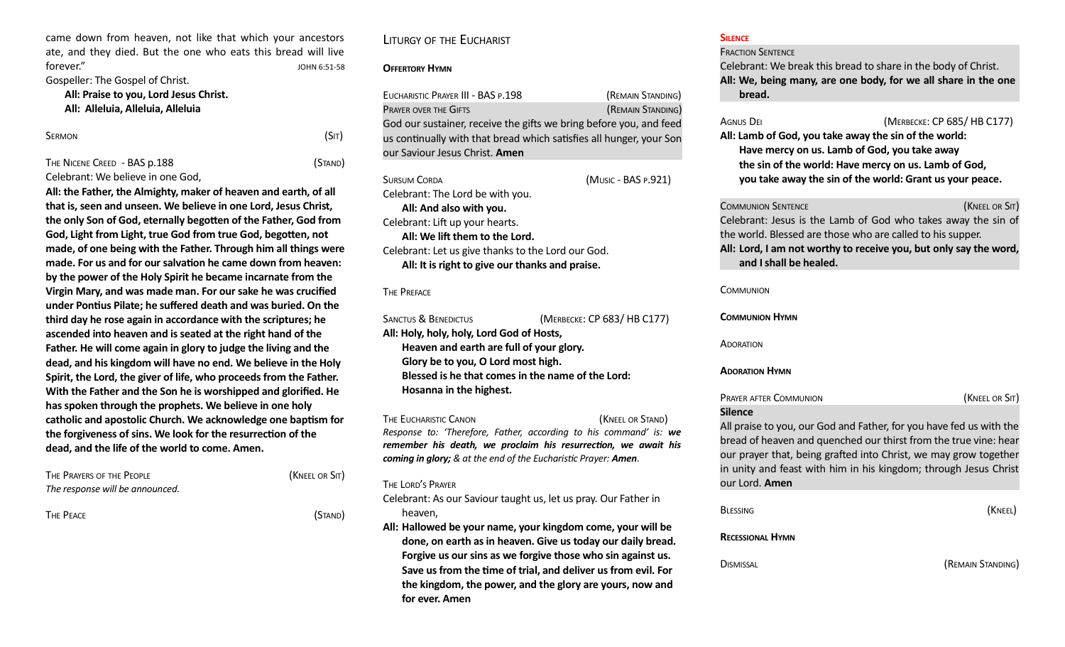came down from heaven, not like that which your ancestors ate, and they died. But the one who eats this bread will live forever." JOHN 6:51-58

Gospeller: The Gospel of Christ.

**All: Praise to you, Lord Jesus Christ.**
**All: Alleluia, Alleluia, Alleluia**

SERMON (SIT)

THE NICENE CREED - BAS p.188 (STAND)

Celebrant: We believe in one God,

**All: the Father, the Almighty, maker of heaven and earth, of all that is, seen and unseen. We believe in one Lord, Jesus Christ, the only Son of God, eternally begotten of the Father, God from God, Light from Light, true God from true God, begotten, not made, of one being with the Father. Through him all things were made. For us and for our salvation he came down from heaven: by the power of the Holy Spirit he became incarnate from the Virgin Mary, and was made man. For our sake he was crucified under Pontius Pilate; he suffered death and was buried. On the third day he rose again in accordance with the scriptures; he ascended into heaven and is seated at the right hand of the Father. He will come again in glory to judge the living and the dead, and his kingdom will have no end. We believe in the Holy Spirit, the Lord, the giver of life, who proceeds from the Father. With the Father and the Son he is worshipped and glorified. He has spoken through the prophets. We believe in one holy catholic and apostolic Church. We acknowledge one baptism for the forgiveness of sins. We look for the resurrection of the dead, and the life of the world to come. Amen.**

THE PRAYERS OF THE PEOPLE (KNEEL OR SIT)

*The response will be announced.*

THE PEACE (STAND)

## LITURGY OF THE EUCHARIST

**OFFERTORY HYMN**

EUCHARISTIC PRAYER III - BAS P.198 (REMAIN STANDING)

PRAYER OVER THE GIFTS (REMAIN STANDING)

God our sustainer, receive the gifts we bring before you, and feed us continually with that bread which satisfies all hunger, your Son our Saviour Jesus Christ. **Amen**

SURSUM CORDA (MUSIC - BAS P.921)

Celebrant: The Lord be with you.
**All: And also with you.**
Celebrant: Lift up your hearts.
**All: We lift them to the Lord.**
Celebrant: Let us give thanks to the Lord our God.
**All: It is right to give our thanks and praise.**

THE PREFACE

SANCTUS & BENEDICTUS (MERBECKE: CP 683/ HB C177)

**All: Holy, holy, holy, Lord God of Hosts,**
**Heaven and earth are full of your glory.**
**Glory be to you, O Lord most high.**
**Blessed is he that comes in the name of the Lord:**
**Hosanna in the highest.**

THE EUCHARISTIC CANON (KNEEL OR STAND)

*Response to: 'Therefore, Father, according to his command' is:* ***we remember his death, we proclaim his resurrection, we await his coming in glory;*** *& at the end of the Eucharistic Prayer:* ***Amen****.*

THE LORD'S PRAYER

Celebrant: As our Saviour taught us, let us pray. Our Father in heaven,

**All: Hallowed be your name, your kingdom come, your will be done, on earth as in heaven. Give us today our daily bread. Forgive us our sins as we forgive those who sin against us. Save us from the time of trial, and deliver us from evil. For the kingdom, the power, and the glory are yours, now and for ever. Amen**

**SILENCE**

FRACTION SENTENCE

Celebrant: We break this bread to share in the body of Christ.

**All: We, being many, are one body, for we all share in the one bread.**

AGNUS DEI (MERBECKE: CP 685/ HB C177)

**All: Lamb of God, you take away the sin of the world:**
**Have mercy on us. Lamb of God, you take away**
**the sin of the world: Have mercy on us. Lamb of God,**
**you take away the sin of the world: Grant us your peace.**

COMMUNION SENTENCE (KNEEL OR SIT)

Celebrant: Jesus is the Lamb of God who takes away the sin of the world. Blessed are those who are called to his supper.

**All: Lord, I am not worthy to receive you, but only say the word, and I shall be healed.**

COMMUNION

**COMMUNION HYMN**

ADORATION

**ADORATION HYMN**

PRAYER AFTER COMMUNION (KNEEL OR SIT)

**Silence**

All praise to you, our God and Father, for you have fed us with the bread of heaven and quenched our thirst from the true vine: hear our prayer that, being grafted into Christ, we may grow together in unity and feast with him in his kingdom; through Jesus Christ our Lord. **Amen**

BLESSING (KNEEL)

**RECESSIONAL HYMN**

DISMISSAL (REMAIN STANDING)